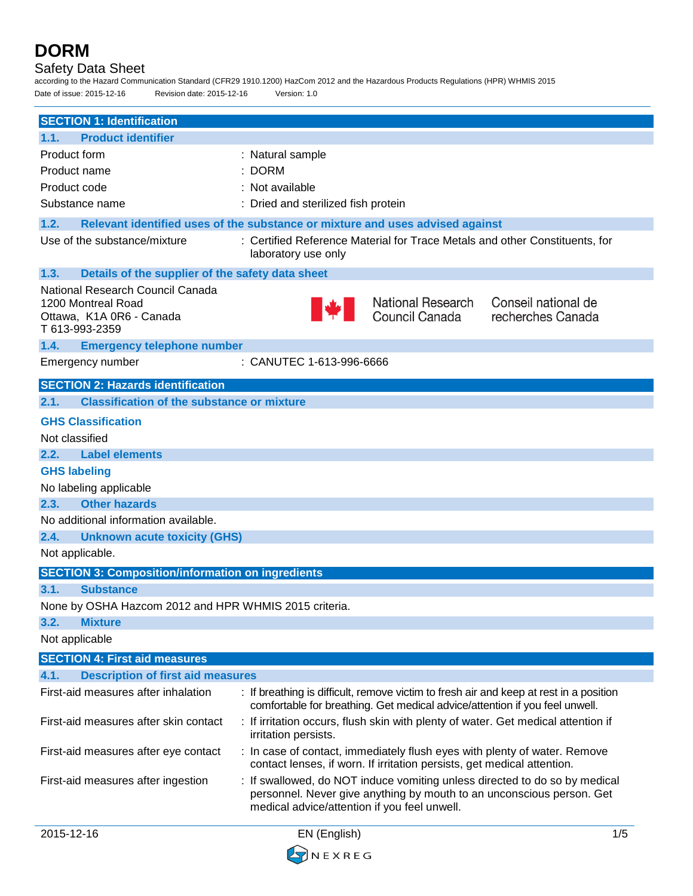# DORM

Safety Data Sheet

according to the Hazard Communication Standard (CFR29 1910.1200) HazCom 2012 and the Hazardous Products Regulations (HPR) WHMIS 2015

Date of issue: 2015-12-16 Revision date: 2015-12-16 Version: 1.0

## SECTION 1: Identification

### 1.1. Product identifier

| | |
|---|---|
| Product form | : Natural sample |
| Product name | : DORM |
| Product code | : Not available |
| Substance name | : Dried and sterilized fish protein |

### 1.2. Relevant identified uses of the substance or mixture and uses advised against

| | |
|---|---|
| Use of the substance/mixture | : Certified Reference Material for Trace Metals and other Constituents, for laboratory use only |

### 1.3. Details of the supplier of the safety data sheet

National Research Council Canada
1200 Montreal Road
Ottawa, K1A 0R6 - Canada
T 613-993-2359

National Research Council Canada Conseil national de recherches Canada

### 1.4. Emergency telephone number

| | |
|---|---|
| Emergency number | : CANUTEC 1-613-996-6666 |

## SECTION 2: Hazards identification

### 2.1. Classification of the substance or mixture

**GHS Classification**

Not classified

### 2.2. Label elements

**GHS labeling**

No labeling applicable

### 2.3. Other hazards

No additional information available.

### 2.4. Unknown acute toxicity (GHS)

Not applicable.

## SECTION 3: Composition/information on ingredients

### 3.1. Substance

None by OSHA Hazcom 2012 and HPR WHMIS 2015 criteria.

### 3.2. Mixture

Not applicable

## SECTION 4: First aid measures

### 4.1. Description of first aid measures

| | |
|---|---|
| First-aid measures after inhalation | : If breathing is difficult, remove victim to fresh air and keep at rest in a position comfortable for breathing. Get medical advice/attention if you feel unwell. |
| First-aid measures after skin contact | : If irritation occurs, flush skin with plenty of water. Get medical attention if irritation persists. |
| First-aid measures after eye contact | : In case of contact, immediately flush eyes with plenty of water. Remove contact lenses, if worn. If irritation persists, get medical attention. |
| First-aid measures after ingestion | : If swallowed, do NOT induce vomiting unless directed to do so by medical personnel. Never give anything by mouth to an unconscious person. Get medical advice/attention if you feel unwell. |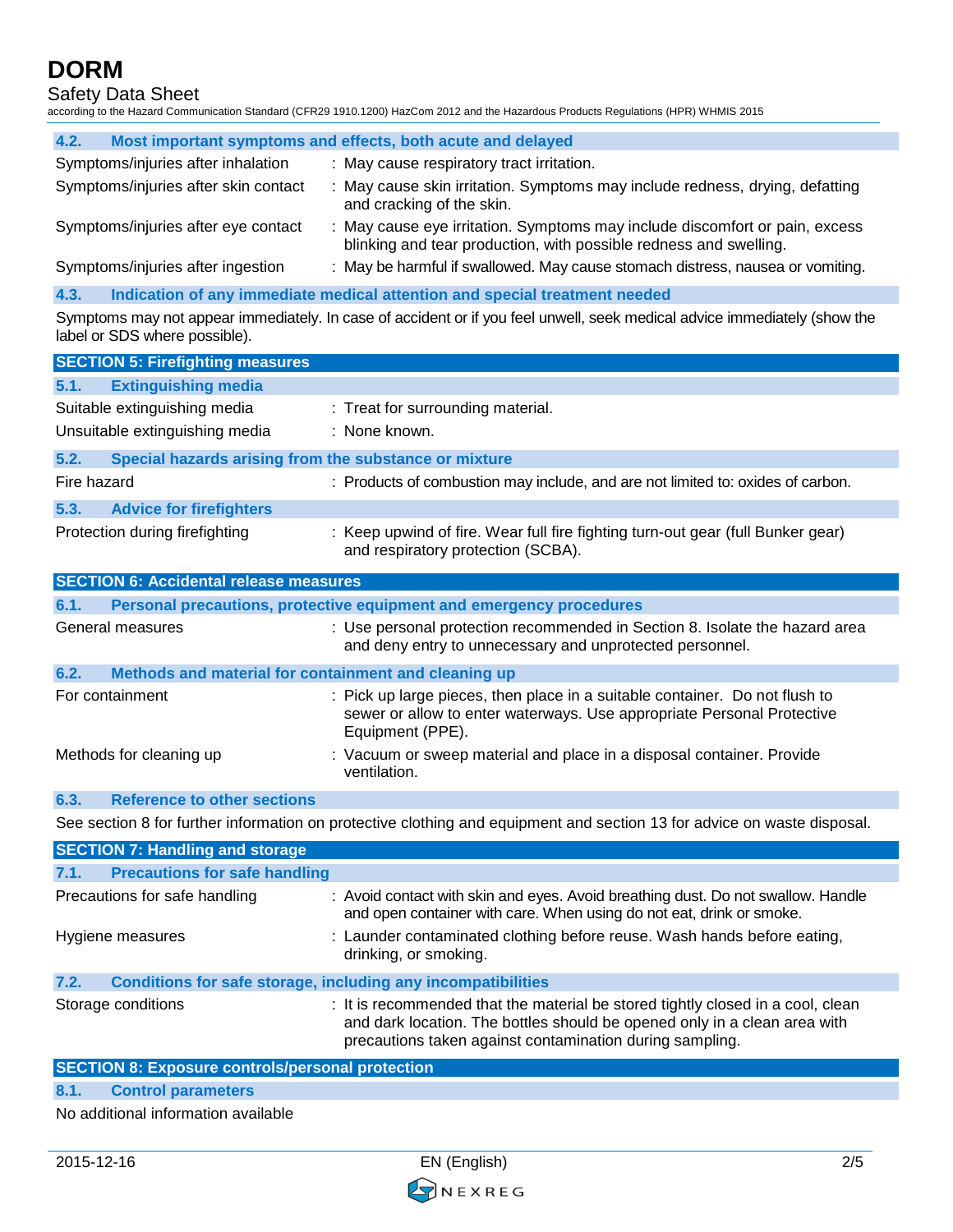### 4.2. Most important symptoms and effects, both acute and delayed

| | |
|---|---|
| Symptoms/injuries after inhalation | : May cause respiratory tract irritation. |
| Symptoms/injuries after skin contact | : May cause skin irritation. Symptoms may include redness, drying, defatting and cracking of the skin. |
| Symptoms/injuries after eye contact | : May cause eye irritation. Symptoms may include discomfort or pain, excess blinking and tear production, with possible redness and swelling. |
| Symptoms/injuries after ingestion | : May be harmful if swallowed. May cause stomach distress, nausea or vomiting. |

### 4.3. Indication of any immediate medical attention and special treatment needed

Symptoms may not appear immediately. In case of accident or if you feel unwell, seek medical advice immediately (show the label or SDS where possible).

## SECTION 5: Firefighting measures

### 5.1. Extinguishing media

| | |
|---|---|
| Suitable extinguishing media | : Treat for surrounding material. |
| Unsuitable extinguishing media | : None known. |

### 5.2. Special hazards arising from the substance or mixture

| | |
|---|---|
| Fire hazard | : Products of combustion may include, and are not limited to: oxides of carbon. |

### 5.3. Advice for firefighters

| | |
|---|---|
| Protection during firefighting | : Keep upwind of fire. Wear full fire fighting turn-out gear (full Bunker gear) and respiratory protection (SCBA). |

## SECTION 6: Accidental release measures

### 6.1. Personal precautions, protective equipment and emergency procedures

| | |
|---|---|
| General measures | : Use personal protection recommended in Section 8. Isolate the hazard area and deny entry to unnecessary and unprotected personnel. |

### 6.2. Methods and material for containment and cleaning up

| | |
|---|---|
| For containment | : Pick up large pieces, then place in a suitable container. Do not flush to sewer or allow to enter waterways. Use appropriate Personal Protective Equipment (PPE). |
| Methods for cleaning up | : Vacuum or sweep material and place in a disposal container. Provide ventilation. |

### 6.3. Reference to other sections

See section 8 for further information on protective clothing and equipment and section 13 for advice on waste disposal.

## SECTION 7: Handling and storage

### 7.1. Precautions for safe handling

| | |
|---|---|
| Precautions for safe handling | : Avoid contact with skin and eyes. Avoid breathing dust. Do not swallow. Handle and open container with care. When using do not eat, drink or smoke. |
| Hygiene measures | : Launder contaminated clothing before reuse. Wash hands before eating, drinking, or smoking. |

### 7.2. Conditions for safe storage, including any incompatibilities

| | |
|---|---|
| Storage conditions | : It is recommended that the material be stored tightly closed in a cool, clean and dark location. The bottles should be opened only in a clean area with precautions taken against contamination during sampling. |

## SECTION 8: Exposure controls/personal protection

### 8.1. Control parameters

No additional information available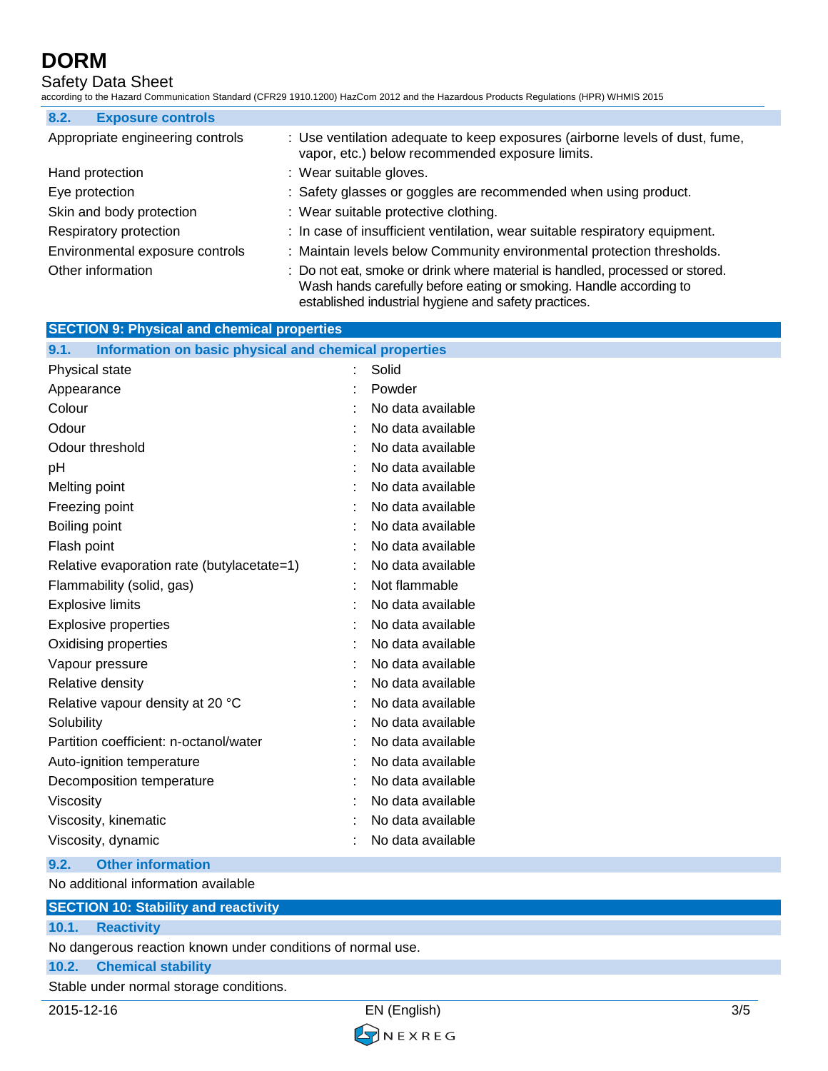### 8.2. Exposure controls

| | |
|---|---|
| Appropriate engineering controls | : Use ventilation adequate to keep exposures (airborne levels of dust, fume, vapor, etc.) below recommended exposure limits. |
| Hand protection | : Wear suitable gloves. |
| Eye protection | : Safety glasses or goggles are recommended when using product. |
| Skin and body protection | : Wear suitable protective clothing. |
| Respiratory protection | : In case of insufficient ventilation, wear suitable respiratory equipment. |
| Environmental exposure controls | : Maintain levels below Community environmental protection thresholds. |
| Other information | : Do not eat, smoke or drink where material is handled, processed or stored. Wash hands carefully before eating or smoking. Handle according to established industrial hygiene and safety practices. |

## SECTION 9: Physical and chemical properties

### 9.1. Information on basic physical and chemical properties

| | |
|---|---|
| Physical state | : Solid |
| Appearance | : Powder |
| Colour | : No data available |
| Odour | : No data available |
| Odour threshold | : No data available |
| pH | : No data available |
| Melting point | : No data available |
| Freezing point | : No data available |
| Boiling point | : No data available |
| Flash point | : No data available |
| Relative evaporation rate (butylacetate=1) | : No data available |
| Flammability (solid, gas) | : Not flammable |
| Explosive limits | : No data available |
| Explosive properties | : No data available |
| Oxidising properties | : No data available |
| Vapour pressure | : No data available |
| Relative density | : No data available |
| Relative vapour density at 20 °C | : No data available |
| Solubility | : No data available |
| Partition coefficient: n-octanol/water | : No data available |
| Auto-ignition temperature | : No data available |
| Decomposition temperature | : No data available |
| Viscosity | : No data available |
| Viscosity, kinematic | : No data available |
| Viscosity, dynamic | : No data available |

### 9.2. Other information

No additional information available

## SECTION 10: Stability and reactivity

### 10.1. Reactivity

No dangerous reaction known under conditions of normal use.

### 10.2. Chemical stability

Stable under normal storage conditions.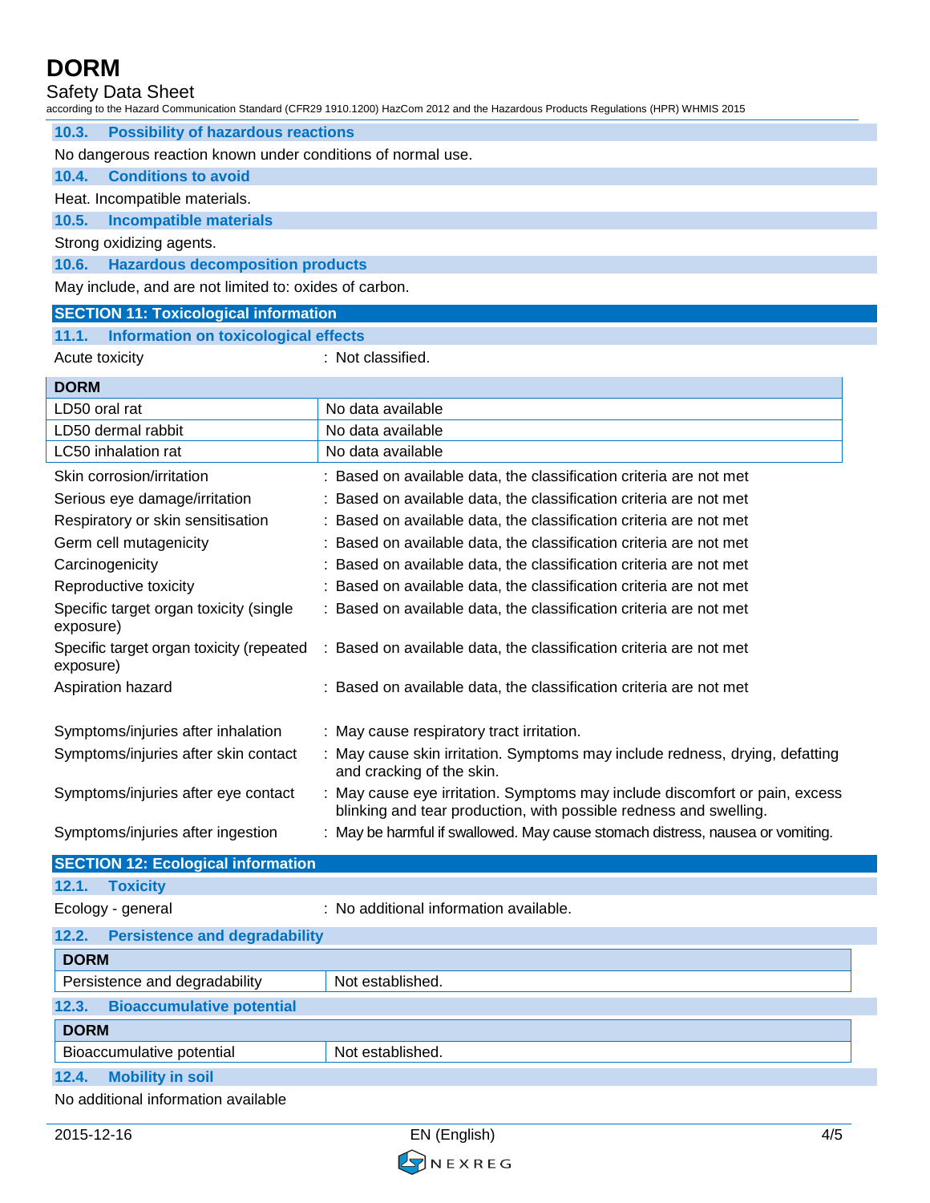### 10.3. Possibility of hazardous reactions

No dangerous reaction known under conditions of normal use.

### 10.4. Conditions to avoid

Heat. Incompatible materials.

### 10.5. Incompatible materials

Strong oxidizing agents.

### 10.6. Hazardous decomposition products

May include, and are not limited to: oxides of carbon.

## SECTION 11: Toxicological information

### 11.1. Information on toxicological effects

Acute toxicity : Not classified.

| DORM | |
|---|---|
| LD50 oral rat | No data available |
| LD50 dermal rabbit | No data available |
| LC50 inhalation rat | No data available |

| | |
|---|---|
| Skin corrosion/irritation | : Based on available data, the classification criteria are not met |
| Serious eye damage/irritation | : Based on available data, the classification criteria are not met |
| Respiratory or skin sensitisation | : Based on available data, the classification criteria are not met |
| Germ cell mutagenicity | : Based on available data, the classification criteria are not met |
| Carcinogenicity | : Based on available data, the classification criteria are not met |
| Reproductive toxicity | : Based on available data, the classification criteria are not met |
| Specific target organ toxicity (single exposure) | : Based on available data, the classification criteria are not met |
| Specific target organ toxicity (repeated exposure) | : Based on available data, the classification criteria are not met |
| Aspiration hazard | : Based on available data, the classification criteria are not met |

| | |
|---|---|
| Symptoms/injuries after inhalation | : May cause respiratory tract irritation. |
| Symptoms/injuries after skin contact | : May cause skin irritation. Symptoms may include redness, drying, defatting and cracking of the skin. |
| Symptoms/injuries after eye contact | : May cause eye irritation. Symptoms may include discomfort or pain, excess blinking and tear production, with possible redness and swelling. |
| Symptoms/injuries after ingestion | : May be harmful if swallowed. May cause stomach distress, nausea or vomiting. |

## SECTION 12: Ecological information

### 12.1. Toxicity

Ecology - general : No additional information available.

### 12.2. Persistence and degradability

| DORM | |
|---|---|
| Persistence and degradability | Not established. |

### 12.3. Bioaccumulative potential

| DORM | |
|---|---|
| Bioaccumulative potential | Not established. |

### 12.4. Mobility in soil

No additional information available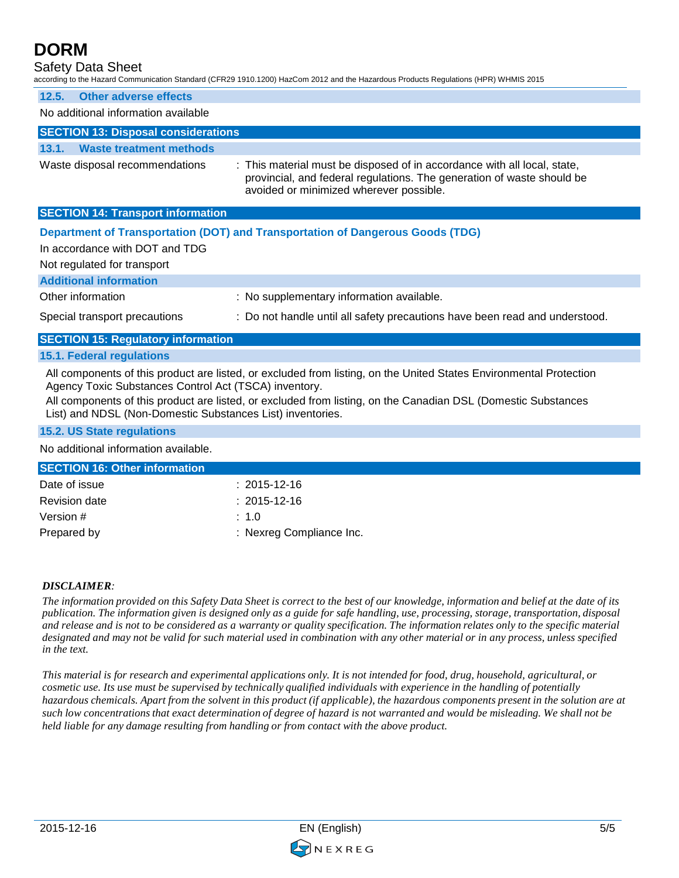### 12.5. Other adverse effects

No additional information available

## SECTION 13: Disposal considerations

### 13.1. Waste treatment methods

| | |
|---|---|
| Waste disposal recommendations | : This material must be disposed of in accordance with all local, state, provincial, and federal regulations. The generation of waste should be avoided or minimized wherever possible. |

## SECTION 14: Transport information

**Department of Transportation (DOT) and Transportation of Dangerous Goods (TDG)**

In accordance with DOT and TDG

Not regulated for transport

### Additional information

| | |
|---|---|
| Other information | : No supplementary information available. |
| Special transport precautions | : Do not handle until all safety precautions have been read and understood. |

## SECTION 15: Regulatory information

### 15.1. Federal regulations

All components of this product are listed, or excluded from listing, on the United States Environmental Protection Agency Toxic Substances Control Act (TSCA) inventory.

All components of this product are listed, or excluded from listing, on the Canadian DSL (Domestic Substances List) and NDSL (Non-Domestic Substances List) inventories.

### 15.2. US State regulations

No additional information available.

## SECTION 16: Other information

| | |
|---|---|
| Date of issue | : 2015-12-16 |
| Revision date | : 2015-12-16 |
| Version # | : 1.0 |
| Prepared by | : Nexreg Compliance Inc. |

***DISCLAIMER:***

*The information provided on this Safety Data Sheet is correct to the best of our knowledge, information and belief at the date of its publication. The information given is designed only as a guide for safe handling, use, processing, storage, transportation, disposal and release and is not to be considered as a warranty or quality specification. The information relates only to the specific material designated and may not be valid for such material used in combination with any other material or in any process, unless specified in the text.*

*This material is for research and experimental applications only. It is not intended for food, drug, household, agricultural, or cosmetic use. Its use must be supervised by technically qualified individuals with experience in the handling of potentially hazardous chemicals. Apart from the solvent in this product (if applicable), the hazardous components present in the solution are at such low concentrations that exact determination of degree of hazard is not warranted and would be misleading. We shall not be held liable for any damage resulting from handling or from contact with the above product.*